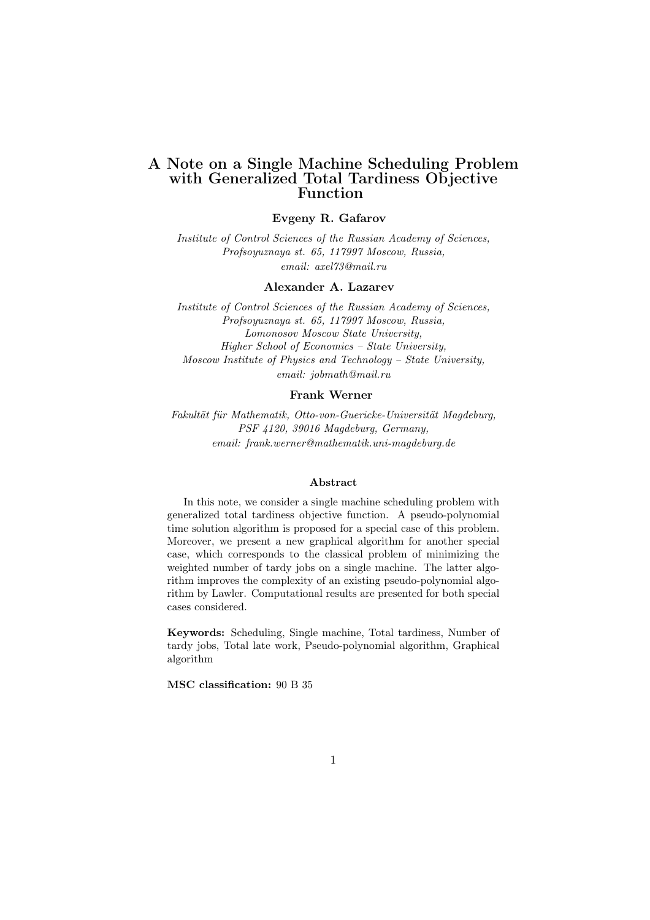# A Note on a Single Machine Scheduling Problem with Generalized Total Tardiness Objective Function

**Evgeny R. Gafarov**

*Institute of Control Sciences of the Russian Academy of Sciences, Profsoyuznaya st. 65, 117997 Moscow, Russia, email: axel73@mail.ru*

**Alexander A. Lazarev**

*Institute of Control Sciences of the Russian Academy of Sciences, Profsoyuznaya st. 65, 117997 Moscow, Russia, Lomonosov Moscow State University, Higher School of Economics – State University, Moscow Institute of Physics and Technology – State University, email: jobmath@mail.ru*

**Frank Werner**

*Fakultät für Mathematik, Otto-von-Guericke-Universität Magdeburg, PSF 4120, 39016 Magdeburg, Germany, email: frank.werner@mathematik.uni-magdeburg.de*

## Abstract

In this note, we consider a single machine scheduling problem with generalized total tardiness objective function. A pseudo-polynomial time solution algorithm is proposed for a special case of this problem. Moreover, we present a new graphical algorithm for another special case, which corresponds to the classical problem of minimizing the weighted number of tardy jobs on a single machine. The latter algorithm improves the complexity of an existing pseudo-polynomial algorithm by Lawler. Computational results are presented for both special cases considered.

**Keywords:** Scheduling, Single machine, Total tardiness, Number of tardy jobs, Total late work, Pseudo-polynomial algorithm, Graphical algorithm

**MSC classification:** 90 B 35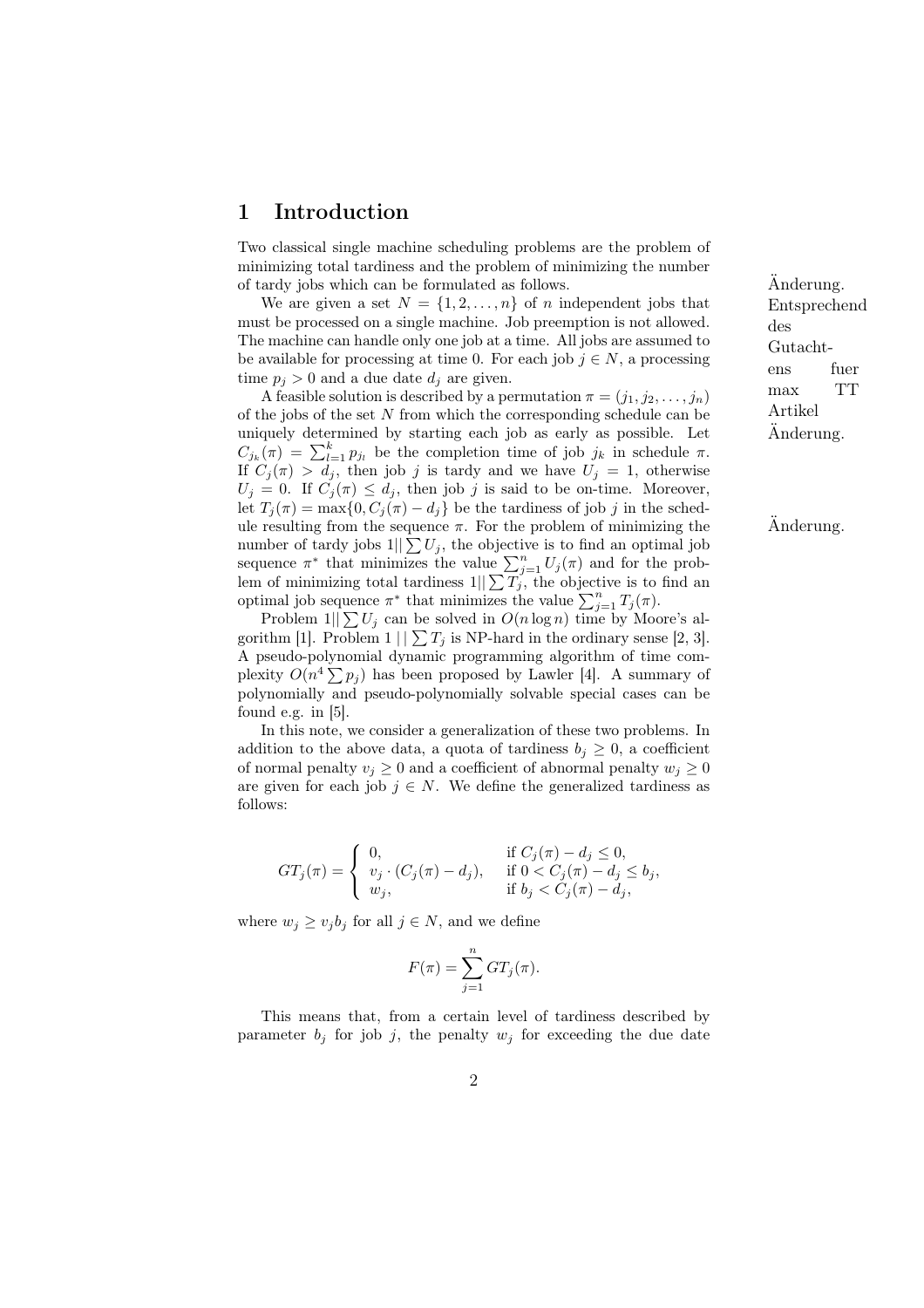# 1 Introduction

Two classical single machine scheduling problems are the problem of minimizing total tardiness and the problem of minimizing the number of tardy jobs which can be formulated as follows.

Änderung. Entsprechend des Gutachtens fuer max TT Artikel Änderung.

We are given a set $N = \{1, 2, \ldots, n\}$ of $n$ independent jobs that must be processed on a single machine. Job preemption is not allowed. The machine can handle only one job at a time. All jobs are assumed to be available for processing at time 0. For each job $j \in N$, a processing time $p_j > 0$ and a due date $d_j$ are given.

A feasible solution is described by a permutation $\pi = (j_1, j_2, \ldots, j_n)$ of the jobs of the set $N$ from which the corresponding schedule can be uniquely determined by starting each job as early as possible. Let $C_{j_k}(\pi) = \sum_{l=1}^{k} p_{j_l}$ be the completion time of job $j_k$ in schedule $\pi$. If $C_j(\pi) > d_j$, then job $j$ is tardy and we have $U_j = 1$, otherwise $U_j = 0$. If $C_j(\pi) \leq d_j$, then job $j$ is said to be on-time. Moreover, let $T_j(\pi) = \max\{0, C_j(\pi) - d_j\}$ be the tardiness of job $j$ in the schedule resulting from the sequence $\pi$. For the problem of minimizing the number of tardy jobs $1||\sum U_j$, the objective is to find an optimal job sequence $\pi^*$ that minimizes the value $\sum_{j=1}^{n} U_j(\pi)$ and for the problem of minimizing total tardiness $1||\sum T_j$, the objective is to find an optimal job sequence $\pi^*$ that minimizes the value $\sum_{j=1}^{n} T_j(\pi)$.

Änderung.

Problem $1||\sum U_j$ can be solved in $O(n \log n)$ time by Moore's algorithm [1]. Problem $1 \mid\mid \sum T_j$ is NP-hard in the ordinary sense [2, 3]. A pseudo-polynomial dynamic programming algorithm of time complexity $O(n^4 \sum p_j)$ has been proposed by Lawler [4]. A summary of polynomially and pseudo-polynomially solvable special cases can be found e.g. in [5].

In this note, we consider a generalization of these two problems. In addition to the above data, a quota of tardiness $b_j \geq 0$, a coefficient of normal penalty $v_j \geq 0$ and a coefficient of abnormal penalty $w_j \geq 0$ are given for each job $j \in N$. We define the generalized tardiness as follows:

$$GT_j(\pi) = \begin{cases} 0, & \text{if } C_j(\pi) - d_j \leq 0, \\ v_j \cdot (C_j(\pi) - d_j), & \text{if } 0 < C_j(\pi) - d_j \leq b_j, \\ w_j, & \text{if } b_j < C_j(\pi) - d_j, \end{cases}$$

where $w_j \geq v_j b_j$ for all $j \in N$, and we define

$$F(\pi) = \sum_{j=1}^{n} GT_j(\pi).$$

This means that, from a certain level of tardiness described by parameter $b_j$ for job $j$, the penalty $w_j$ for exceeding the due date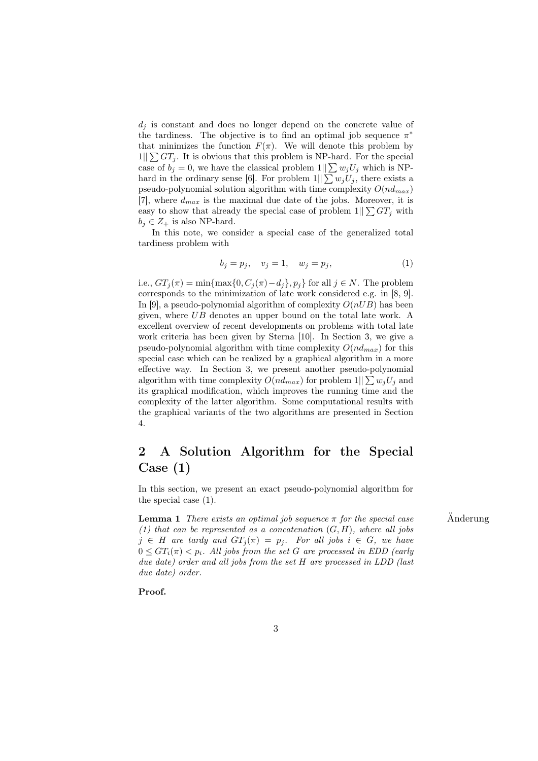$d_j$ is constant and does no longer depend on the concrete value of the tardiness. The objective is to find an optimal job sequence $\pi^*$ that minimizes the function $F(\pi)$. We will denote this problem by $1||\sum GT_j$. It is obvious that this problem is NP-hard. For the special case of $b_j = 0$, we have the classical problem $1||\sum w_jU_j$ which is NP-hard in the ordinary sense [6]. For problem $1||\sum w_jU_j$, there exists a pseudo-polynomial solution algorithm with time complexity $O(nd_{max})$ [7], where $d_{max}$ is the maximal due date of the jobs. Moreover, it is easy to show that already the special case of problem $1||\sum GT_j$ with $b_j \in Z_+$ is also NP-hard.

In this note, we consider a special case of the generalized total tardiness problem with

$$b_j = p_j, \quad v_j = 1, \quad w_j = p_j, \tag{1}$$

i.e., $GT_j(\pi) = \min\{\max\{0, C_j(\pi) - d_j\}, p_j\}$ for all $j \in N$. The problem corresponds to the minimization of late work considered e.g. in [8, 9]. In [9], a pseudo-polynomial algorithm of complexity $O(nUB)$ has been given, where $UB$ denotes an upper bound on the total late work. A excellent overview of recent developments on problems with total late work criteria has been given by Sterna [10]. In Section 3, we give a pseudo-polynomial algorithm with time complexity $O(nd_{max})$ for this special case which can be realized by a graphical algorithm in a more effective way. In Section 3, we present another pseudo-polynomial algorithm with time complexity $O(nd_{max})$ for problem $1||\sum w_jU_j$ and its graphical modification, which improves the running time and the complexity of the latter algorithm. Some computational results with the graphical variants of the two algorithms are presented in Section 4.

## 2 A Solution Algorithm for the Special Case (1)

In this section, we present an exact pseudo-polynomial algorithm for the special case (1).

Änderung

**Lemma 1** *There exists an optimal job sequence $\pi$ for the special case (1) that can be represented as a concatenation $(G, H)$, where all jobs $j \in H$ are tardy and $GT_j(\pi) = p_j$. For all jobs $i \in G$, we have $0 \le GT_i(\pi) < p_i$. All jobs from the set $G$ are processed in EDD (early due date) order and all jobs from the set $H$ are processed in LDD (last due date) order.*

**Proof.**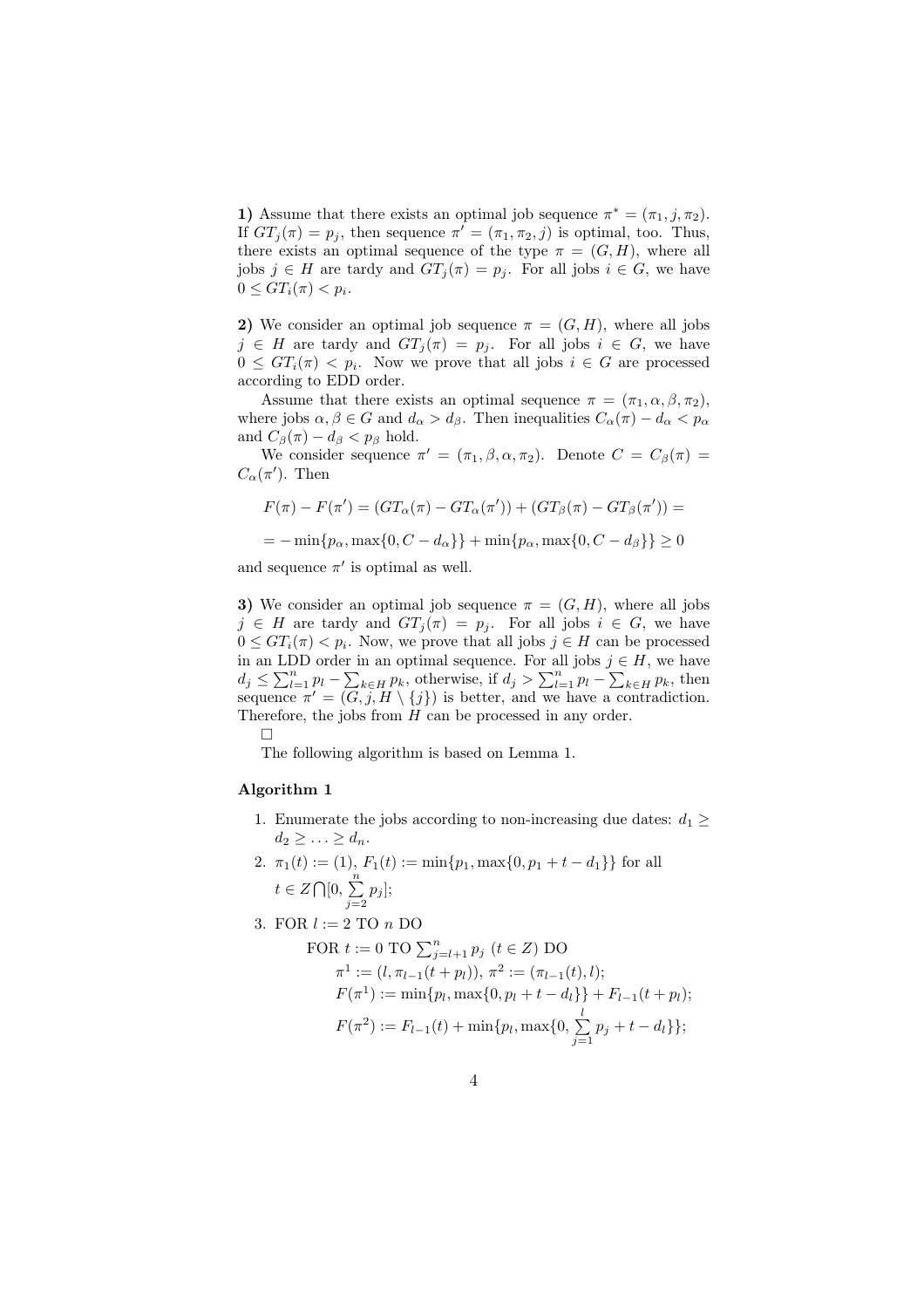**1)** Assume that there exists an optimal job sequence $\pi^* = (\pi_1, j, \pi_2)$. If $GT_j(\pi) = p_j$, then sequence $\pi' = (\pi_1, \pi_2, j)$ is optimal, too. Thus, there exists an optimal sequence of the type $\pi = (G, H)$, where all jobs $j \in H$ are tardy and $GT_j(\pi) = p_j$. For all jobs $i \in G$, we have $0 \le GT_i(\pi) < p_i$.

**2)** We consider an optimal job sequence $\pi = (G, H)$, where all jobs $j \in H$ are tardy and $GT_j(\pi) = p_j$. For all jobs $i \in G$, we have $0 \le GT_i(\pi) < p_i$. Now we prove that all jobs $i \in G$ are processed according to EDD order.

Assume that there exists an optimal sequence $\pi = (\pi_1, \alpha, \beta, \pi_2)$, where jobs $\alpha, \beta \in G$ and $d_\alpha > d_\beta$. Then inequalities $C_\alpha(\pi) - d_\alpha < p_\alpha$ and $C_\beta(\pi) - d_\beta < p_\beta$ hold.

We consider sequence $\pi' = (\pi_1, \beta, \alpha, \pi_2)$. Denote $C = C_\beta(\pi) = C_\alpha(\pi')$. Then

$$F(\pi) - F(\pi') = (GT_\alpha(\pi) - GT_\alpha(\pi')) + (GT_\beta(\pi) - GT_\beta(\pi')) =$$

$$= -\min\{p_\alpha, \max\{0, C - d_\alpha\}\} + \min\{p_\alpha, \max\{0, C - d_\beta\}\} \ge 0$$

and sequence $\pi'$ is optimal as well.

**3)** We consider an optimal job sequence $\pi = (G, H)$, where all jobs $j \in H$ are tardy and $GT_j(\pi) = p_j$. For all jobs $i \in G$, we have $0 \le GT_i(\pi) < p_i$. Now, we prove that all jobs $j \in H$ can be processed in an LDD order in an optimal sequence. For all jobs $j \in H$, we have $d_j \le \sum_{l=1}^n p_l - \sum_{k \in H} p_k$, otherwise, if $d_j > \sum_{l=1}^n p_l - \sum_{k \in H} p_k$, then sequence $\pi' = (G, j, H \setminus \{j\})$ is better, and we have a contradiction. Therefore, the jobs from $H$ can be processed in any order.

□

The following algorithm is based on Lemma 1.

**Algorithm 1**

1. Enumerate the jobs according to non-increasing due dates: $d_1 \ge d_2 \ge \ldots \ge d_n$.
2. $\pi_1(t) := (1)$, $F_1(t) := \min\{p_1, \max\{0, p_1 + t - d_1\}\}$ for all $t \in Z \bigcap [0, \sum_{j=2}^{n} p_j]$;
3. FOR $l := 2$ TO $n$ DO

   FOR $t := 0$ TO $\sum_{j=l+1}^{n} p_j$ $(t \in Z)$ DO

   $\pi^1 := (l, \pi_{l-1}(t + p_l))$, $\pi^2 := (\pi_{l-1}(t), l)$;

   $F(\pi^1) := \min\{p_l, \max\{0, p_l + t - d_l\}\} + F_{l-1}(t + p_l)$;

   $F(\pi^2) := F_{l-1}(t) + \min\{p_l, \max\{0, \sum_{j=1}^{l} p_j + t - d_l\}\}$;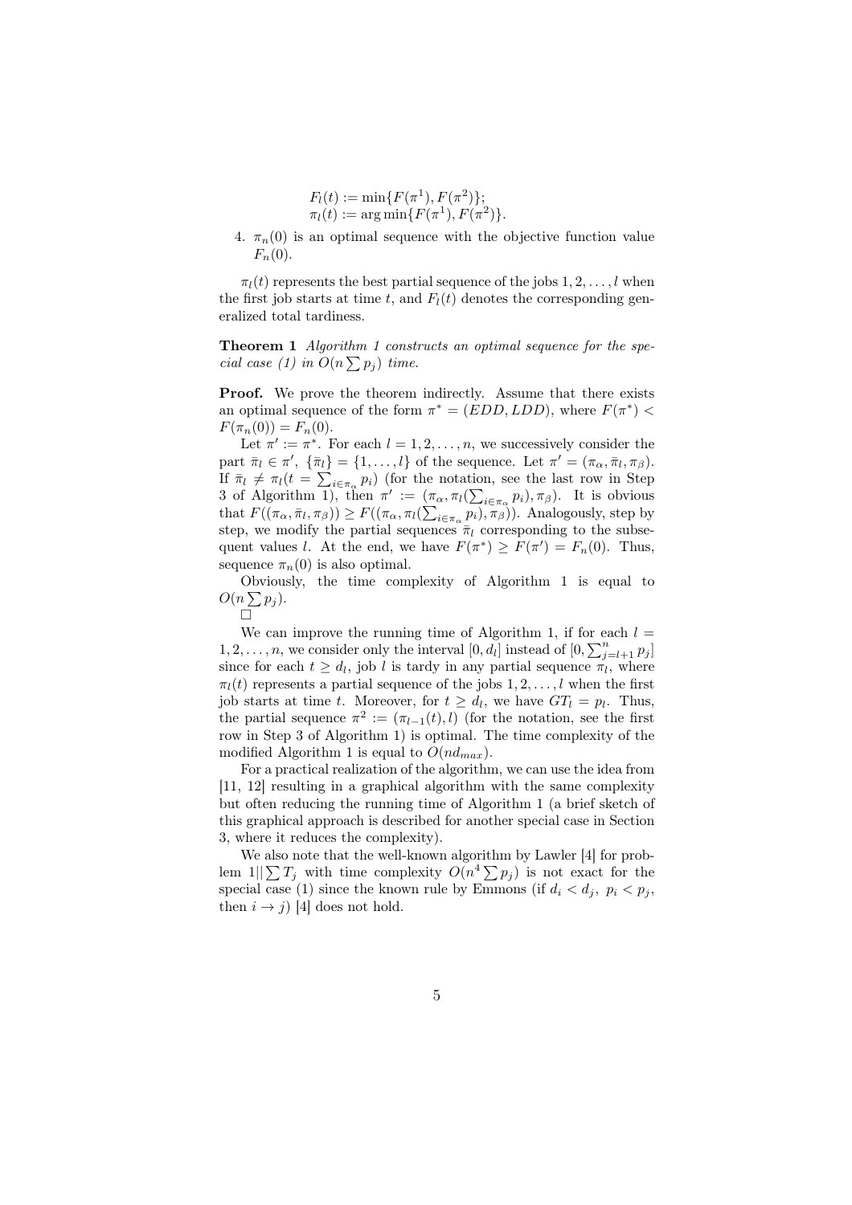$F_l(t) := \min\{F(\pi^1), F(\pi^2)\}$;
$\pi_l(t) := \arg\min\{F(\pi^1), F(\pi^2)\}$.

4. $\pi_n(0)$ is an optimal sequence with the objective function value $F_n(0)$.

$\pi_l(t)$ represents the best partial sequence of the jobs $1, 2, \ldots, l$ when the first job starts at time $t$, and $F_l(t)$ denotes the corresponding generalized total tardiness.

**Theorem 1** *Algorithm 1 constructs an optimal sequence for the special case (1) in $O(n \sum p_j)$ time.*

**Proof.** We prove the theorem indirectly. Assume that there exists an optimal sequence of the form $\pi^* = (EDD, LDD)$, where $F(\pi^*) < F(\pi_n(0)) = F_n(0)$.

Let $\pi' := \pi^*$. For each $l = 1, 2, \ldots, n$, we successively consider the part $\bar{\pi}_l \in \pi'$, $\{\bar{\pi}_l\} = \{1, \ldots, l\}$ of the sequence. Let $\pi' = (\pi_\alpha, \bar{\pi}_l, \pi_\beta)$. If $\bar{\pi}_l \neq \pi_l(t = \sum_{i \in \pi_\alpha} p_i)$ (for the notation, see the last row in Step 3 of Algorithm 1), then $\pi' := (\pi_\alpha, \pi_l(\sum_{i \in \pi_\alpha} p_i), \pi_\beta)$. It is obvious that $F((\pi_\alpha, \bar{\pi}_l, \pi_\beta)) \geq F((\pi_\alpha, \pi_l(\sum_{i \in \pi_\alpha} p_i), \pi_\beta))$. Analogously, step by step, we modify the partial sequences $\bar{\pi}_l$ corresponding to the subsequent values $l$. At the end, we have $F(\pi^*) \geq F(\pi') = F_n(0)$. Thus, sequence $\pi_n(0)$ is also optimal.

Obviously, the time complexity of Algorithm 1 is equal to $O(n \sum p_j)$.
□

We can improve the running time of Algorithm 1, if for each $l = 1, 2, \ldots, n$, we consider only the interval $[0, d_l]$ instead of $[0, \sum_{j=l+1}^{n} p_j]$ since for each $t \geq d_l$, job $l$ is tardy in any partial sequence $\pi_l$, where $\pi_l(t)$ represents a partial sequence of the jobs $1, 2, \ldots, l$ when the first job starts at time $t$. Moreover, for $t \geq d_l$, we have $GT_l = p_l$. Thus, the partial sequence $\pi^2 := (\pi_{l-1}(t), l)$ (for the notation, see the first row in Step 3 of Algorithm 1) is optimal. The time complexity of the modified Algorithm 1 is equal to $O(nd_{max})$.

For a practical realization of the algorithm, we can use the idea from [11, 12] resulting in a graphical algorithm with the same complexity but often reducing the running time of Algorithm 1 (a brief sketch of this graphical approach is described for another special case in Section 3, where it reduces the complexity).

We also note that the well-known algorithm by Lawler [4] for problem $1||\sum T_j$ with time complexity $O(n^4 \sum p_j)$ is not exact for the special case (1) since the known rule by Emmons (if $d_i < d_j$, $p_i < p_j$, then $i \to j$) [4] does not hold.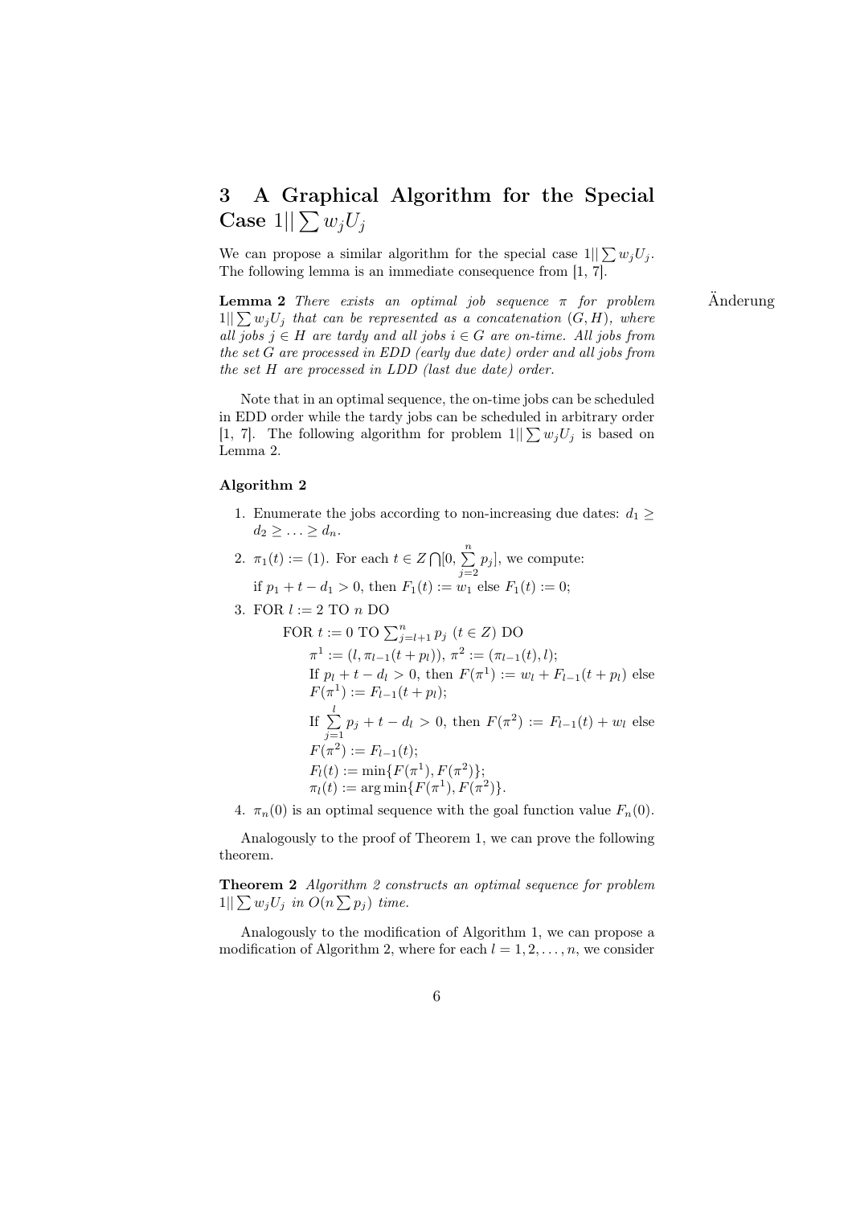## 3 A Graphical Algorithm for the Special Case $1||\sum w_j U_j$

We can propose a similar algorithm for the special case $1||\sum w_j U_j$. The following lemma is an immediate consequence from [1, 7].

Änderung

**Lemma 2** *There exists an optimal job sequence $\pi$ for problem $1||\sum w_j U_j$ that can be represented as a concatenation $(G, H)$, where all jobs $j \in H$ are tardy and all jobs $i \in G$ are on-time. All jobs from the set $G$ are processed in EDD (early due date) order and all jobs from the set $H$ are processed in LDD (last due date) order.*

Note that in an optimal sequence, the on-time jobs can be scheduled in EDD order while the tardy jobs can be scheduled in arbitrary order [1, 7]. The following algorithm for problem $1||\sum w_j U_j$ is based on Lemma 2.

**Algorithm 2**

1. Enumerate the jobs according to non-increasing due dates: $d_1 \geq d_2 \geq \ldots \geq d_n$.
2. $\pi_1(t) := (1)$. For each $t \in Z \bigcap [0, \sum_{j=2}^{n} p_j]$, we compute:
   if $p_1 + t - d_1 > 0$, then $F_1(t) := w_1$ else $F_1(t) := 0$;
3. FOR $l := 2$ TO $n$ DO
   FOR $t := 0$ TO $\sum_{j=l+1}^{n} p_j$ $(t \in Z)$ DO
   $\pi^1 := (l, \pi_{l-1}(t + p_l))$, $\pi^2 := (\pi_{l-1}(t), l)$;
   If $p_l + t - d_l > 0$, then $F(\pi^1) := w_l + F_{l-1}(t + p_l)$ else $F(\pi^1) := F_{l-1}(t + p_l)$;
   If $\sum_{j=1}^{l} p_j + t - d_l > 0$, then $F(\pi^2) := F_{l-1}(t) + w_l$ else $F(\pi^2) := F_{l-1}(t)$;
   $F_l(t) := \min\{F(\pi^1), F(\pi^2)\}$;
   $\pi_l(t) := \arg\min\{F(\pi^1), F(\pi^2)\}$.
4. $\pi_n(0)$ is an optimal sequence with the goal function value $F_n(0)$.

Analogously to the proof of Theorem 1, we can prove the following theorem.

**Theorem 2** *Algorithm 2 constructs an optimal sequence for problem $1||\sum w_j U_j$ in $O(n \sum p_j)$ time.*

Analogously to the modification of Algorithm 1, we can propose a modification of Algorithm 2, where for each $l = 1, 2, \ldots, n$, we consider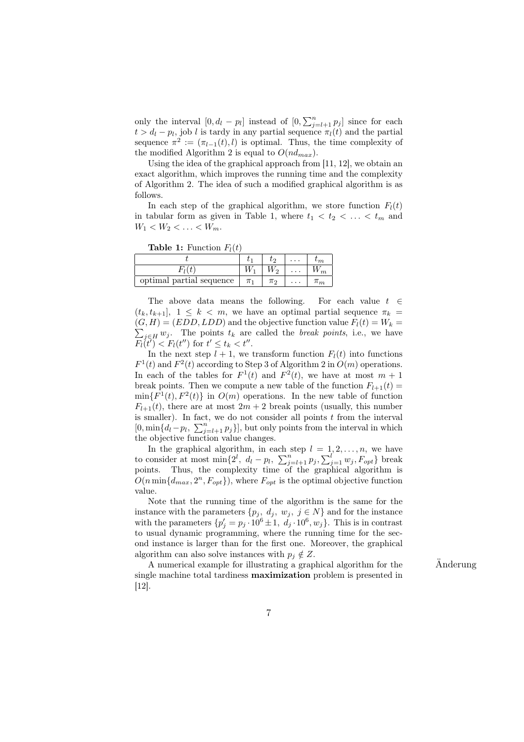only the interval $[0, d_l - p_l]$ instead of $[0, \sum_{j=l+1}^{n} p_j]$ since for each $t > d_l - p_l$, job $l$ is tardy in any partial sequence $\pi_l(t)$ and the partial sequence $\pi^2 := (\pi_{l-1}(t), l)$ is optimal. Thus, the time complexity of the modified Algorithm 2 is equal to $O(nd_{max})$.

Using the idea of the graphical approach from [11, 12], we obtain an exact algorithm, which improves the running time and the complexity of Algorithm 2. The idea of such a modified graphical algorithm is as follows.

In each step of the graphical algorithm, we store function $F_l(t)$ in tabular form as given in Table 1, where $t_1 < t_2 < \ldots < t_m$ and $W_1 < W_2 < \ldots < W_m$.

**Table 1:** Function $F_l(t)$

| $t$ | $t_1$ | $t_2$ | $\ldots$ | $t_m$ |
|---|---|---|---|---|
| $F_l(t)$ | $W_1$ | $W_2$ | $\ldots$ | $W_m$ |
| optimal partial sequence | $\pi_1$ | $\pi_2$ | $\ldots$ | $\pi_m$ |

The above data means the following. For each value $t \in (t_k, t_{k+1}]$, $1 \leq k < m$, we have an optimal partial sequence $\pi_k = (G, H) = (EDD, LDD)$ and the objective function value $F_l(t) = W_k = \sum_{j \in H} w_j$. The points $t_k$ are called the *break points*, i.e., we have $F_l(t') < F_l(t'')$ for $t' \leq t_k < t''$.

In the next step $l+1$, we transform function $F_l(t)$ into functions $F^1(t)$ and $F^2(t)$ according to Step 3 of Algorithm 2 in $O(m)$ operations. In each of the tables for $F^1(t)$ and $F^2(t)$, we have at most $m+1$ break points. Then we compute a new table of the function $F_{l+1}(t) = \min\{F^1(t), F^2(t)\}$ in $O(m)$ operations. In the new table of function $F_{l+1}(t)$, there are at most $2m+2$ break points (usually, this number is smaller). In fact, we do not consider all points $t$ from the interval $[0, \min\{d_l - p_l, \sum_{j=l+1}^{n} p_j\}]$, but only points from the interval in which the objective function value changes.

In the graphical algorithm, in each step $l = 1, 2, \ldots, n$, we have to consider at most $\min\{2^l, d_l - p_l, \sum_{j=l+1}^{n} p_j, \sum_{j=1}^{l} w_j, F_{opt}\}$ break points. Thus, the complexity time of the graphical algorithm is $O(n \min\{d_{max}, 2^n, F_{opt}\})$, where $F_{opt}$ is the optimal objective function value.

Note that the running time of the algorithm is the same for the instance with the parameters $\{p_j, d_j, w_j, j \in N\}$ and for the instance with the parameters $\{p'_j = p_j \cdot 10^6 \pm 1, d_j \cdot 10^6, w_j\}$. This is in contrast to usual dynamic programming, where the running time for the second instance is larger than for the first one. Moreover, the graphical algorithm can also solve instances with $p_j \notin Z$.

A numerical example for illustrating a graphical algorithm for the single machine total tardiness **maximization** problem is presented in [12].

Änderung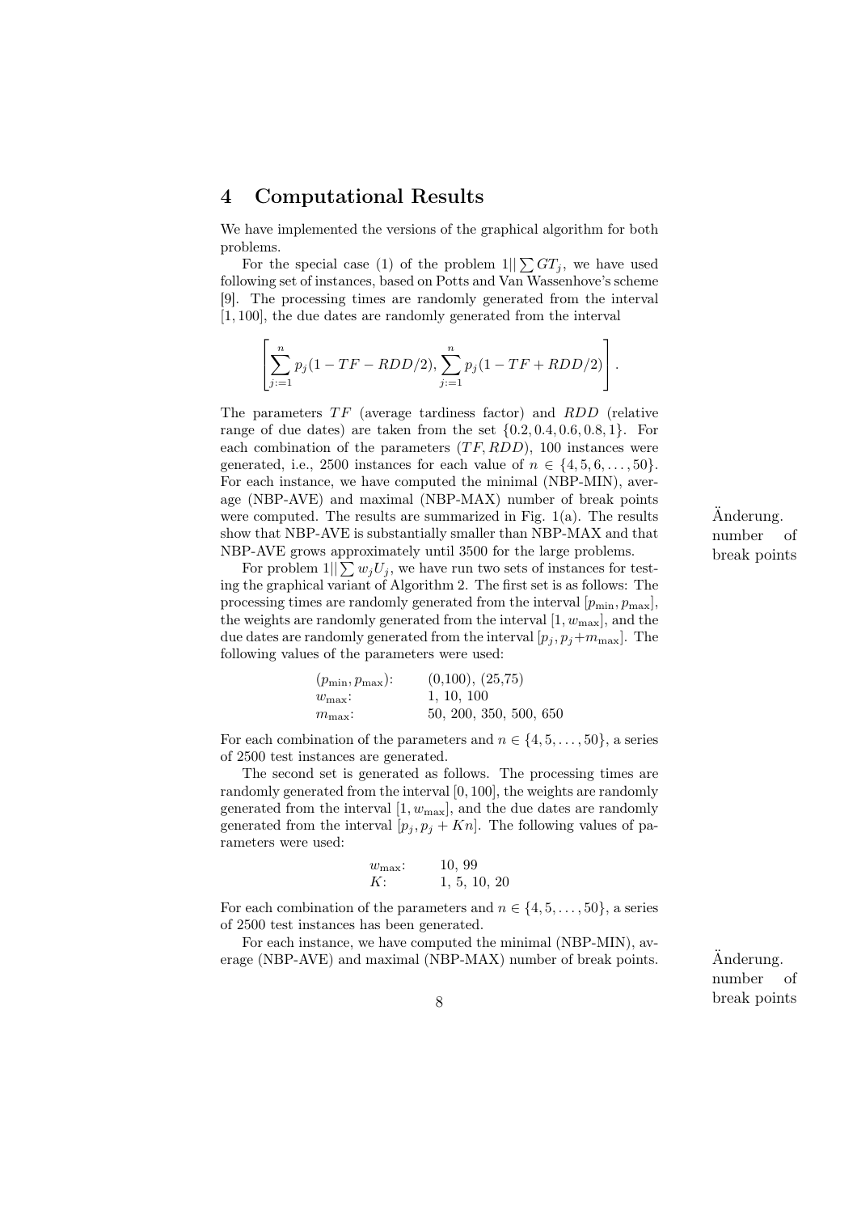## 4 Computational Results

We have implemented the versions of the graphical algorithm for both problems.

For the special case (1) of the problem $1||\sum GT_j$, we have used following set of instances, based on Potts and Van Wassenhove's scheme [9]. The processing times are randomly generated from the interval $[1, 100]$, the due dates are randomly generated from the interval

$$\left[\sum_{j:=1}^{n} p_j(1 - TF - RDD/2), \sum_{j:=1}^{n} p_j(1 - TF + RDD/2)\right].$$

The parameters $TF$ (average tardiness factor) and $RDD$ (relative range of due dates) are taken from the set $\{0.2, 0.4, 0.6, 0.8, 1\}$. For each combination of the parameters $(TF, RDD)$, 100 instances were generated, i.e., 2500 instances for each value of $n \in \{4, 5, 6, \ldots, 50\}$. For each instance, we have computed the minimal (NBP-MIN), average (NBP-AVE) and maximal (NBP-MAX) number of break points were computed. The results are summarized in Fig. 1(a). The results show that NBP-AVE is substantially smaller than NBP-MAX and that NBP-AVE grows approximately until 3500 for the large problems.

Änderung. number of break points

For problem $1||\sum w_j U_j$, we have run two sets of instances for testing the graphical variant of Algorithm 2. The first set is as follows: The processing times are randomly generated from the interval $[p_{\min}, p_{\max}]$, the weights are randomly generated from the interval $[1, w_{\max}]$, and the due dates are randomly generated from the interval $[p_j, p_j + m_{\max}]$. The following values of the parameters were used:

| | |
|---|---|
| $(p_{\min}, p_{\max})$: | (0,100), (25,75) |
| $w_{\max}$: | 1, 10, 100 |
| $m_{\max}$: | 50, 200, 350, 500, 650 |

For each combination of the parameters and $n \in \{4, 5, \ldots, 50\}$, a series of 2500 test instances are generated.

The second set is generated as follows. The processing times are randomly generated from the interval $[0, 100]$, the weights are randomly generated from the interval $[1, w_{\max}]$, and the due dates are randomly generated from the interval $[p_j, p_j + Kn]$. The following values of parameters were used:

| | |
|---|---|
| $w_{\max}$: | 10, 99 |
| $K$: | 1, 5, 10, 20 |

For each combination of the parameters and $n \in \{4, 5, \ldots, 50\}$, a series of 2500 test instances has been generated.

For each instance, we have computed the minimal (NBP-MIN), average (NBP-AVE) and maximal (NBP-MAX) number of break points.

Änderung. number of break points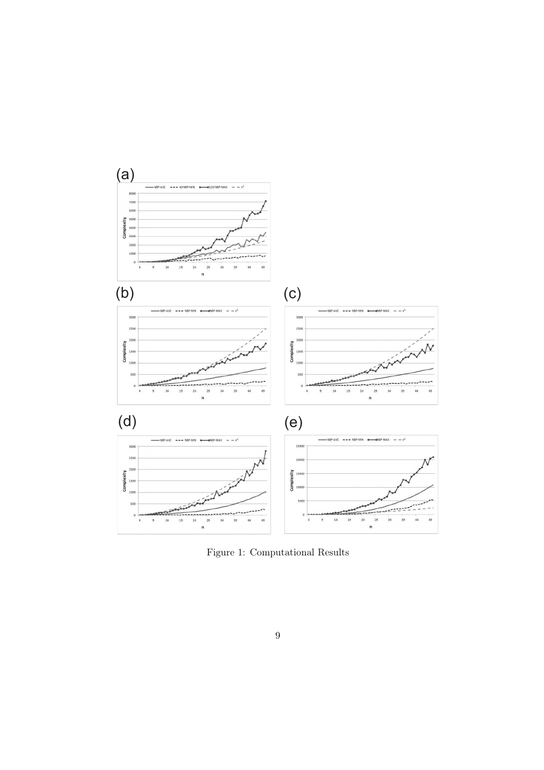(a)

(b)

(c)

(d)

(e)

Figure 1: Computational Results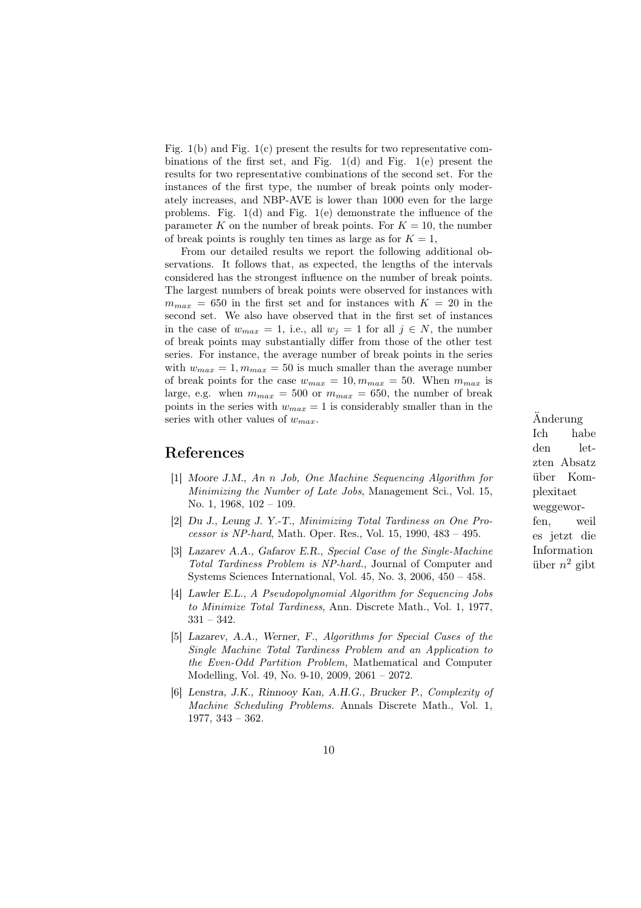Fig. 1(b) and Fig. 1(c) present the results for two representative combinations of the first set, and Fig. 1(d) and Fig. 1(e) present the results for two representative combinations of the second set. For the instances of the first type, the number of break points only moderately increases, and NBP-AVE is lower than 1000 even for the large problems. Fig. 1(d) and Fig. 1(e) demonstrate the influence of the parameter $K$ on the number of break points. For $K = 10$, the number of break points is roughly ten times as large as for $K = 1$,

From our detailed results we report the following additional observations. It follows that, as expected, the lengths of the intervals considered has the strongest influence on the number of break points. The largest numbers of break points were observed for instances with $m_{max} = 650$ in the first set and for instances with $K = 20$ in the second set. We also have observed that in the first set of instances in the case of $w_{max} = 1$, i.e., all $w_j = 1$ for all $j \in N$, the number of break points may substantially differ from those of the other test series. For instance, the average number of break points in the series with $w_{max} = 1, m_{max} = 50$ is much smaller than the average number of break points for the case $w_{max} = 10, m_{max} = 50$. When $m_{max}$ is large, e.g. when $m_{max} = 500$ or $m_{max} = 650$, the number of break points in the series with $w_{max} = 1$ is considerably smaller than in the series with other values of $w_{max}$.

Änderung Ich habe den letzten Absatz über Komplexitaet weggeworfen, weil es jetzt die Information über $n^2$ gibt

## References

[1] *Moore J.M., An n Job, One Machine Sequencing Algorithm for Minimizing the Number of Late Jobs*, Management Sci., Vol. 15, No. 1, 1968, 102 – 109.

[2] *Du J., Leung J. Y.-T., Minimizing Total Tardiness on One Processor is NP-hard*, Math. Oper. Res., Vol. 15, 1990, 483 – 495.

[3] *Lazarev A.A., Gafarov E.R., Special Case of the Single-Machine Total Tardiness Problem is NP-hard.*, Journal of Computer and Systems Sciences International, Vol. 45, No. 3, 2006, 450 – 458.

[4] *Lawler E.L., A Pseudopolynomial Algorithm for Sequencing Jobs to Minimize Total Tardiness*, Ann. Discrete Math., Vol. 1, 1977, 331 – 342.

[5] *Lazarev, A.A., Werner, F., Algorithms for Special Cases of the Single Machine Total Tardiness Problem and an Application to the Even-Odd Partition Problem,* Mathematical and Computer Modelling, Vol. 49, No. 9-10, 2009, 2061 – 2072.

[6] *Lenstra, J.K., Rinnooy Kan, A.H.G., Brucker P., Complexity of Machine Scheduling Problems.* Annals Discrete Math., Vol. 1, 1977, 343 – 362.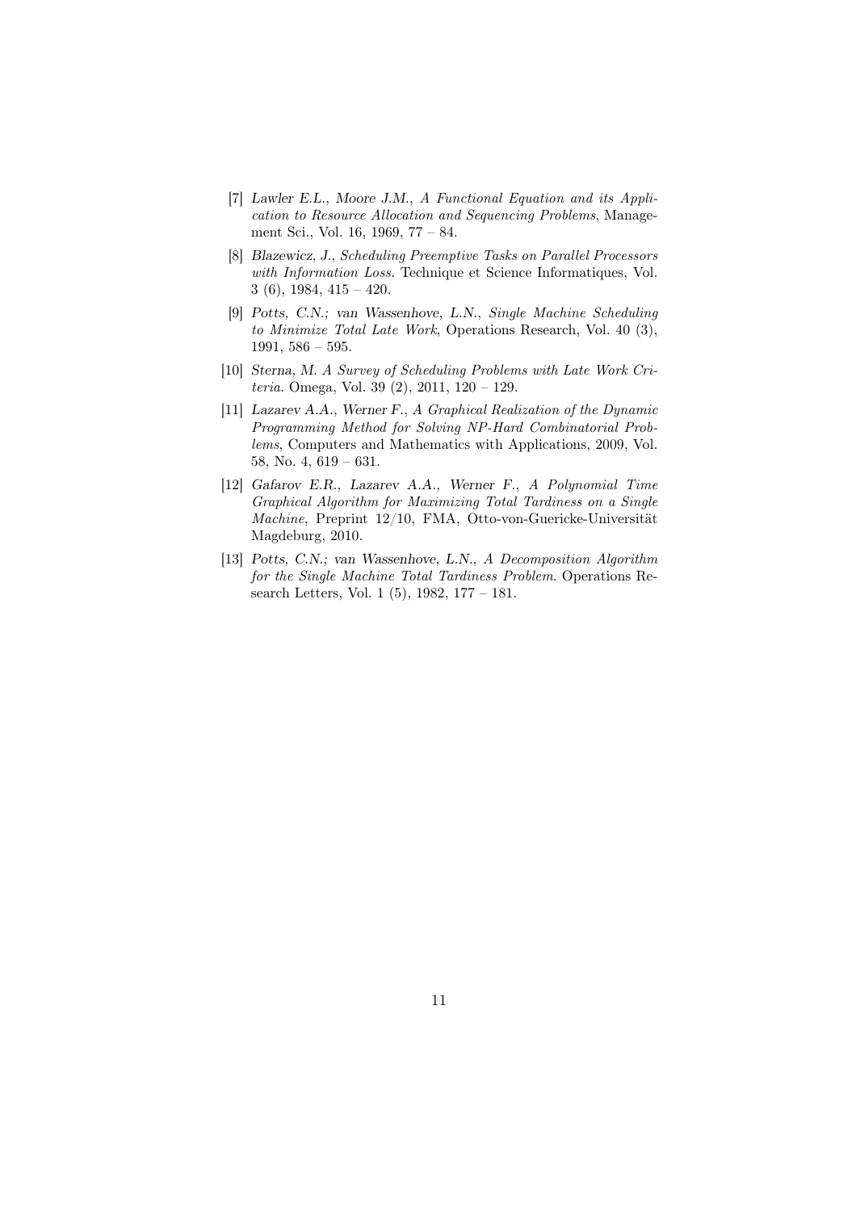[7] *Lawler E.L., Moore J.M., A Functional Equation and its Application to Resource Allocation and Sequencing Problems*, Management Sci., Vol. 16, 1969, 77 – 84.

[8] *Blazewicz, J., Scheduling Preemptive Tasks on Parallel Processors with Information Loss.* Technique et Science Informatiques, Vol. 3 (6), 1984, 415 – 420.

[9] *Potts, C.N.; van Wassenhove, L.N., Single Machine Scheduling to Minimize Total Late Work*, Operations Research, Vol. 40 (3), 1991, 586 – 595.

[10] *Sterna, M. A Survey of Scheduling Problems with Late Work Criteria.* Omega, Vol. 39 (2), 2011, 120 – 129.

[11] *Lazarev A.A., Werner F., A Graphical Realization of the Dynamic Programming Method for Solving NP-Hard Combinatorial Problems*, Computers and Mathematics with Applications, 2009, Vol. 58, No. 4, 619 – 631.

[12] *Gafarov E.R., Lazarev A.A., Werner F., A Polynomial Time Graphical Algorithm for Maximizing Total Tardiness on a Single Machine*, Preprint 12/10, FMA, Otto-von-Guericke-Universität Magdeburg, 2010.

[13] *Potts, C.N.; van Wassenhove, L.N., A Decomposition Algorithm for the Single Machine Total Tardiness Problem*. Operations Research Letters, Vol. 1 (5), 1982, 177 – 181.